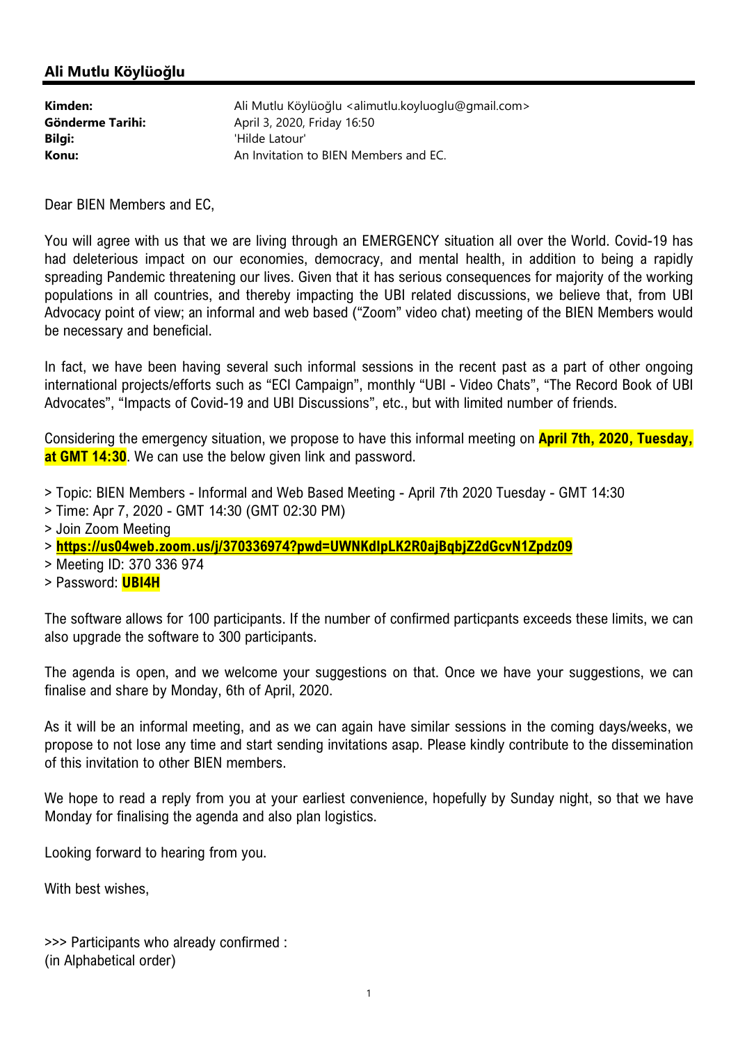## Ali Mutlu Köylüoğlu

| | |
|---|---|
| **Kimden:** | Ali Mutlu Köylüoğlu <alimutlu.koyluoglu@gmail.com> |
| **Gönderme Tarihi:** | April 3, 2020, Friday 16:50 |
| **Bilgi:** | 'Hilde Latour' |
| **Konu:** | An Invitation to BIEN Members and EC. |

Dear BIEN Members and EC,

You will agree with us that we are living through an EMERGENCY situation all over the World. Covid-19 has had deleterious impact on our economies, democracy, and mental health, in addition to being a rapidly spreading Pandemic threatening our lives. Given that it has serious consequences for majority of the working populations in all countries, and thereby impacting the UBI related discussions, we believe that, from UBI Advocacy point of view; an informal and web based ("Zoom" video chat) meeting of the BIEN Members would be necessary and beneficial.

In fact, we have been having several such informal sessions in the recent past as a part of other ongoing international projects/efforts such as "ECI Campaign", monthly "UBI - Video Chats", "The Record Book of UBI Advocates", "Impacts of Covid-19 and UBI Discussions", etc., but with limited number of friends.

Considering the emergency situation, we propose to have this informal meeting on **April 7th, 2020, Tuesday, at GMT 14:30**. We can use the below given link and password.

> Topic: BIEN Members - Informal and Web Based Meeting - April 7th 2020 Tuesday - GMT 14:30
> Time: Apr 7, 2020 - GMT 14:30 (GMT 02:30 PM)
> Join Zoom Meeting
> **https://us04web.zoom.us/j/370336974?pwd=UWNKdlpLK2R0ajBqbjZ2dGcvN1Zpdz09**
> Meeting ID: 370 336 974
> Password: **UBI4H**

The software allows for 100 participants. If the number of confirmed particpants exceeds these limits, we can also upgrade the software to 300 participants.

The agenda is open, and we welcome your suggestions on that. Once we have your suggestions, we can finalise and share by Monday, 6th of April, 2020.

As it will be an informal meeting, and as we can again have similar sessions in the coming days/weeks, we propose to not lose any time and start sending invitations asap. Please kindly contribute to the dissemination of this invitation to other BIEN members.

We hope to read a reply from you at your earliest convenience, hopefully by Sunday night, so that we have Monday for finalising the agenda and also plan logistics.

Looking forward to hearing from you.

With best wishes,

>>> Participants who already confirmed :
(in Alphabetical order)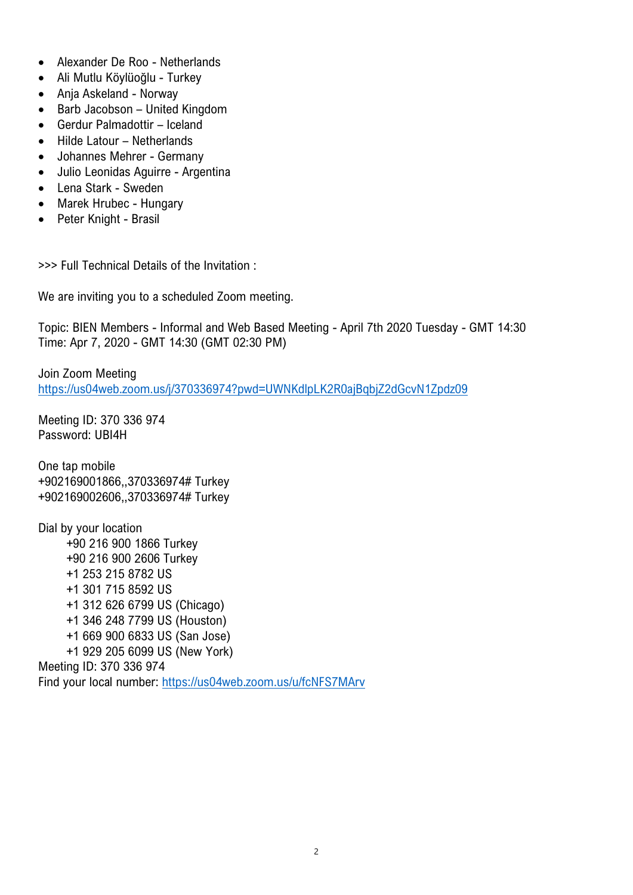- Alexander De Roo - Netherlands
- Ali Mutlu Köylüoğlu - Turkey
- Anja Askeland - Norway
- Barb Jacobson – United Kingdom
- Gerdur Palmadottir – Iceland
- Hilde Latour – Netherlands
- Johannes Mehrer - Germany
- Julio Leonidas Aguirre - Argentina
- Lena Stark - Sweden
- Marek Hrubec - Hungary
- Peter Knight - Brasil

>>> Full Technical Details of the Invitation :

We are inviting you to a scheduled Zoom meeting.

Topic: BIEN Members - Informal and Web Based Meeting - April 7th 2020 Tuesday - GMT 14:30
Time: Apr 7, 2020 - GMT 14:30 (GMT 02:30 PM)

Join Zoom Meeting
https://us04web.zoom.us/j/370336974?pwd=UWNKdlpLK2R0ajBqbjZ2dGcvN1Zpdz09

Meeting ID: 370 336 974
Password: UBI4H

One tap mobile
+902169001866,,370336974# Turkey
+902169002606,,370336974# Turkey

Dial by your location
 +90 216 900 1866 Turkey
 +90 216 900 2606 Turkey
 +1 253 215 8782 US
 +1 301 715 8592 US
 +1 312 626 6799 US (Chicago)
 +1 346 248 7799 US (Houston)
 +1 669 900 6833 US (San Jose)
 +1 929 205 6099 US (New York)
Meeting ID: 370 336 974
Find your local number: https://us04web.zoom.us/u/fcNFS7MArv